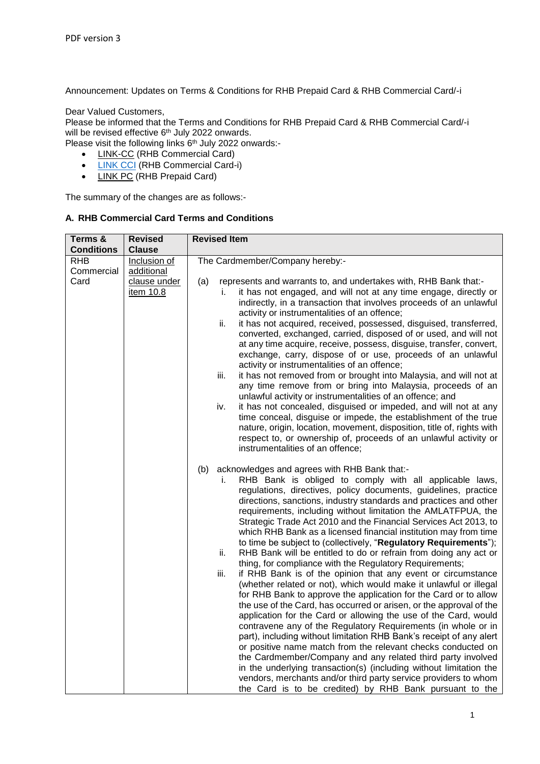PDF version 3

Announcement: Updates on Terms & Conditions for RHB Prepaid Card & RHB Commercial Card/-i

Dear Valued Customers,

Please be informed that the Terms and Conditions for RHB Prepaid Card & RHB Commercial Card/-i will be revised effective 6th July 2022 onwards.

Please visit the following links 6th July 2022 onwards:-

- LINK-CC (RHB Commercial Card)
- LINK CCI (RHB Commercial Card-i)
- LINK PC (RHB Prepaid Card)

The summary of the changes are as follows:-

## A. RHB Commercial Card Terms and Conditions

| Terms & Conditions | Revised Clause | Revised Item |
|---|---|---|
| RHB Commercial Card | Inclusion of additional clause under item 10.8 | The Cardmember/Company hereby:-<br><br>(a) represents and warrants to, and undertakes with, RHB Bank that:-<br>i. it has not engaged, and will not at any time engage, directly or indirectly, in a transaction that involves proceeds of an unlawful activity or instrumentalities of an offence;<br>ii. it has not acquired, received, possessed, disguised, transferred, converted, exchanged, carried, disposed of or used, and will not at any time acquire, receive, possess, disguise, transfer, convert, exchange, carry, dispose of or use, proceeds of an unlawful activity or instrumentalities of an offence;<br>iii. it has not removed from or brought into Malaysia, and will not at any time remove from or bring into Malaysia, proceeds of an unlawful activity or instrumentalities of an offence; and<br>iv. it has not concealed, disguised or impeded, and will not at any time conceal, disguise or impede, the establishment of the true nature, origin, location, movement, disposition, title of, rights with respect to, or ownership of, proceeds of an unlawful activity or instrumentalities of an offence;<br><br>(b) acknowledges and agrees with RHB Bank that:-<br>i. RHB Bank is obliged to comply with all applicable laws, regulations, directives, policy documents, guidelines, practice directions, sanctions, industry standards and practices and other requirements, including without limitation the AMLATFPUA, the Strategic Trade Act 2010 and the Financial Services Act 2013, to which RHB Bank as a licensed financial institution may from time to time be subject to (collectively, "**Regulatory Requirements**");<br>ii. RHB Bank will be entitled to do or refrain from doing any act or thing, for compliance with the Regulatory Requirements;<br>iii. if RHB Bank is of the opinion that any event or circumstance (whether related or not), which would make it unlawful or illegal for RHB Bank to approve the application for the Card or to allow the use of the Card, has occurred or arisen, or the approval of the application for the Card or allowing the use of the Card, would contravene any of the Regulatory Requirements (in whole or in part), including without limitation RHB Bank's receipt of any alert or positive name match from the relevant checks conducted on the Cardmember/Company and any related third party involved in the underlying transaction(s) (including without limitation the vendors, merchants and/or third party service providers to whom the Card is to be credited) by RHB Bank pursuant to the |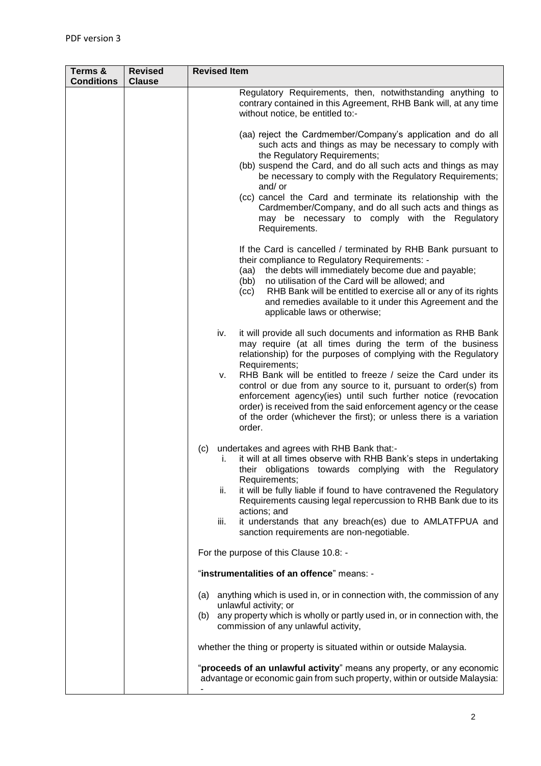PDF version 3

| Terms & Conditions | Revised Clause | Revised Item |
|---|---|---|
| | | Regulatory Requirements, then, notwithstanding anything to contrary contained in this Agreement, RHB Bank will, at any time without notice, be entitled to:-<br><br>(aa) reject the Cardmember/Company's application and do all such acts and things as may be necessary to comply with the Regulatory Requirements;<br>(bb) suspend the Card, and do all such acts and things as may be necessary to comply with the Regulatory Requirements; and/ or<br>(cc) cancel the Card and terminate its relationship with the Cardmember/Company, and do all such acts and things as may be necessary to comply with the Regulatory Requirements.<br><br>If the Card is cancelled / terminated by RHB Bank pursuant to their compliance to Regulatory Requirements: -<br>(aa) the debts will immediately become due and payable;<br>(bb) no utilisation of the Card will be allowed; and<br>(cc) RHB Bank will be entitled to exercise all or any of its rights and remedies available to it under this Agreement and the applicable laws or otherwise;<br><br>iv. it will provide all such documents and information as RHB Bank may require (at all times during the term of the business relationship) for the purposes of complying with the Regulatory Requirements;<br>v. RHB Bank will be entitled to freeze / seize the Card under its control or due from any source to it, pursuant to order(s) from enforcement agency(ies) until such further notice (revocation order) is received from the said enforcement agency or the cease of the order (whichever the first); or unless there is a variation order.<br><br>(c) undertakes and agrees with RHB Bank that:-<br>i. it will at all times observe with RHB Bank's steps in undertaking their obligations towards complying with the Regulatory Requirements;<br>ii. it will be fully liable if found to have contravened the Regulatory Requirements causing legal repercussion to RHB Bank due to its actions; and<br>iii. it understands that any breach(es) due to AMLATFPUA and sanction requirements are non-negotiable.<br><br>For the purpose of this Clause 10.8: -<br><br>"**instrumentalities of an offence**" means: -<br><br>(a) anything which is used in, or in connection with, the commission of any unlawful activity; or<br>(b) any property which is wholly or partly used in, or in connection with, the commission of any unlawful activity,<br><br>whether the thing or property is situated within or outside Malaysia.<br><br>"**proceeds of an unlawful activity**" means any property, or any economic advantage or economic gain from such property, within or outside Malaysia: - |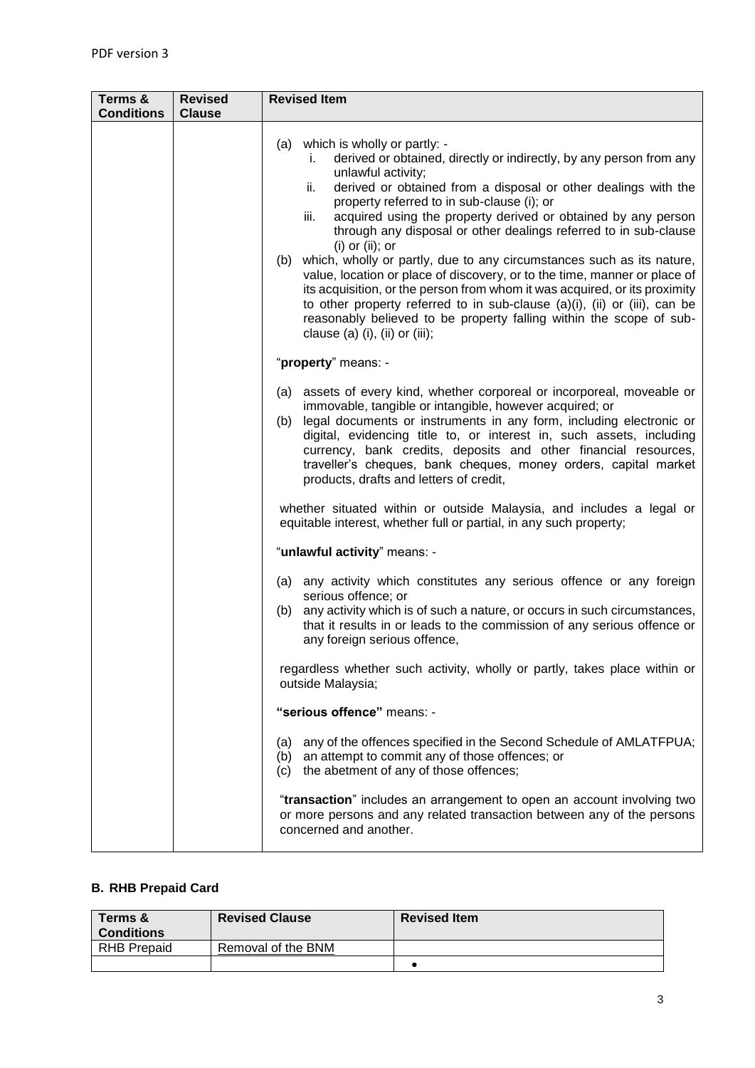PDF version 3

| Terms & Conditions | Revised Clause | Revised Item |
| --- | --- | --- |
| | | (a) which is wholly or partly: -<br>i. derived or obtained, directly or indirectly, by any person from any unlawful activity;<br>ii. derived or obtained from a disposal or other dealings with the property referred to in sub-clause (i); or<br>iii. acquired using the property derived or obtained by any person through any disposal or other dealings referred to in sub-clause (i) or (ii); or<br>(b) which, wholly or partly, due to any circumstances such as its nature, value, location or place of discovery, or to the time, manner or place of its acquisition, or the person from whom it was acquired, or its proximity to other property referred to in sub-clause (a)(i), (ii) or (iii), can be reasonably believed to be property falling within the scope of sub-clause (a) (i), (ii) or (iii);<br><br>"**property**" means: -<br><br>(a) assets of every kind, whether corporeal or incorporeal, moveable or immovable, tangible or intangible, however acquired; or<br>(b) legal documents or instruments in any form, including electronic or digital, evidencing title to, or interest in, such assets, including currency, bank credits, deposits and other financial resources, traveller's cheques, bank cheques, money orders, capital market products, drafts and letters of credit,<br><br>whether situated within or outside Malaysia, and includes a legal or equitable interest, whether full or partial, in any such property;<br><br>"**unlawful activity**" means: -<br><br>(a) any activity which constitutes any serious offence or any foreign serious offence; or<br>(b) any activity which is of such a nature, or occurs in such circumstances, that it results in or leads to the commission of any serious offence or any foreign serious offence,<br><br>regardless whether such activity, wholly or partly, takes place within or outside Malaysia;<br><br>**"serious offence"** means: -<br><br>(a) any of the offences specified in the Second Schedule of AMLATFPUA;<br>(b) an attempt to commit any of those offences; or<br>(c) the abetment of any of those offences;<br><br>"**transaction**" includes an arrangement to open an account involving two or more persons and any related transaction between any of the persons concerned and another. |

### B. RHB Prepaid Card

| Terms & Conditions | Revised Clause | Revised Item |
| --- | --- | --- |
| RHB Prepaid | Removal of the BNM | |
| | | • |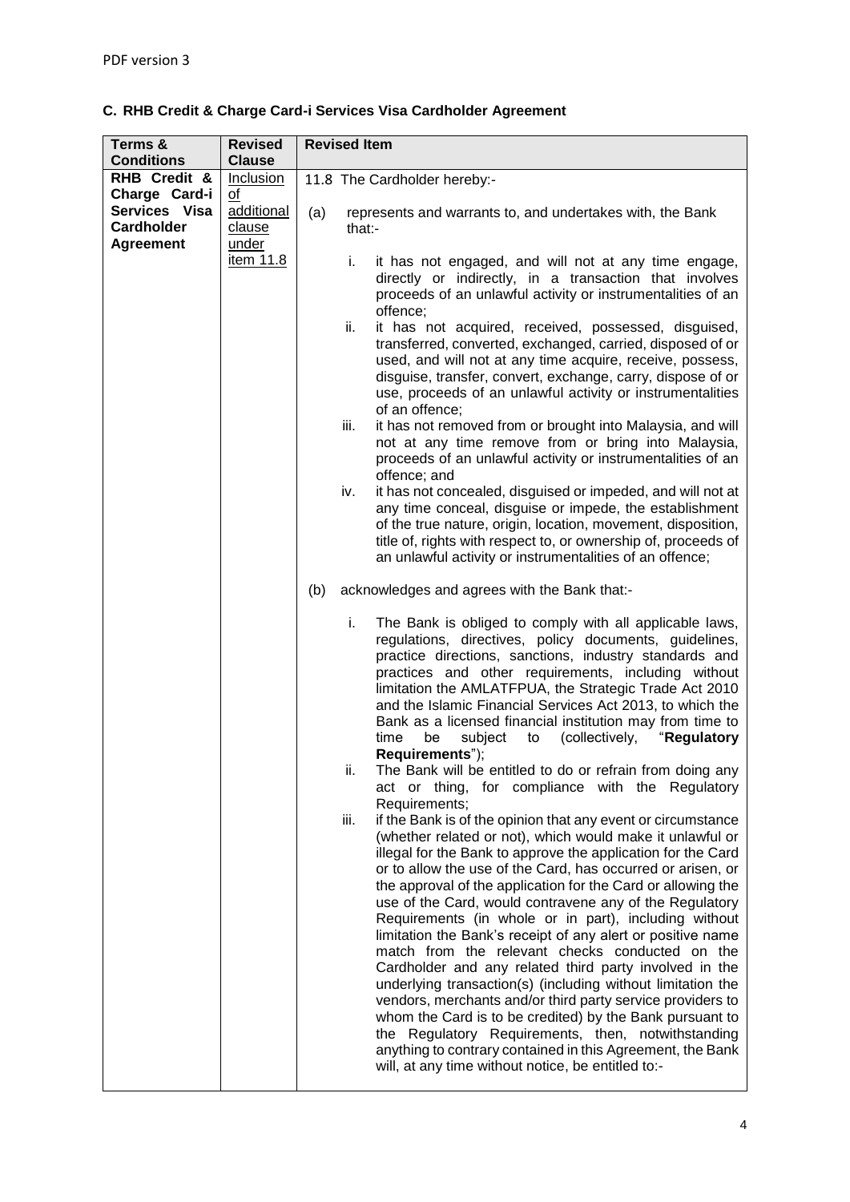PDF version 3

### C. RHB Credit & Charge Card-i Services Visa Cardholder Agreement

| Terms & Conditions | Revised Clause | Revised Item |
|---|---|---|
| **RHB Credit & Charge Card-i Services Visa Cardholder Agreement** | Inclusion of additional clause under item 11.8 | 11.8 The Cardholder hereby:-<br><br>(a) represents and warrants to, and undertakes with, the Bank that:-<br><br>i. it has not engaged, and will not at any time engage, directly or indirectly, in a transaction that involves proceeds of an unlawful activity or instrumentalities of an offence;<br>ii. it has not acquired, received, possessed, disguised, transferred, converted, exchanged, carried, disposed of or used, and will not at any time acquire, receive, possess, disguise, transfer, convert, exchange, carry, dispose of or use, proceeds of an unlawful activity or instrumentalities of an offence;<br>iii. it has not removed from or brought into Malaysia, and will not at any time remove from or bring into Malaysia, proceeds of an unlawful activity or instrumentalities of an offence; and<br>iv. it has not concealed, disguised or impeded, and will not at any time conceal, disguise or impede, the establishment of the true nature, origin, location, movement, disposition, title of, rights with respect to, or ownership of, proceeds of an unlawful activity or instrumentalities of an offence;<br><br>(b) acknowledges and agrees with the Bank that:-<br><br>i. The Bank is obliged to comply with all applicable laws, regulations, directives, policy documents, guidelines, practice directions, sanctions, industry standards and practices and other requirements, including without limitation the AMLATFPUA, the Strategic Trade Act 2010 and the Islamic Financial Services Act 2013, to which the Bank as a licensed financial institution may from time to time be subject to (collectively, "**Regulatory Requirements**");<br>ii. The Bank will be entitled to do or refrain from doing any act or thing, for compliance with the Regulatory Requirements;<br>iii. if the Bank is of the opinion that any event or circumstance (whether related or not), which would make it unlawful or illegal for the Bank to approve the application for the Card or to allow the use of the Card, has occurred or arisen, or the approval of the application for the Card or allowing the use of the Card, would contravene any of the Regulatory Requirements (in whole or in part), including without limitation the Bank's receipt of any alert or positive name match from the relevant checks conducted on the Cardholder and any related third party involved in the underlying transaction(s) (including without limitation the vendors, merchants and/or third party service providers to whom the Card is to be credited) by the Bank pursuant to the Regulatory Requirements, then, notwithstanding anything to contrary contained in this Agreement, the Bank will, at any time without notice, be entitled to:- |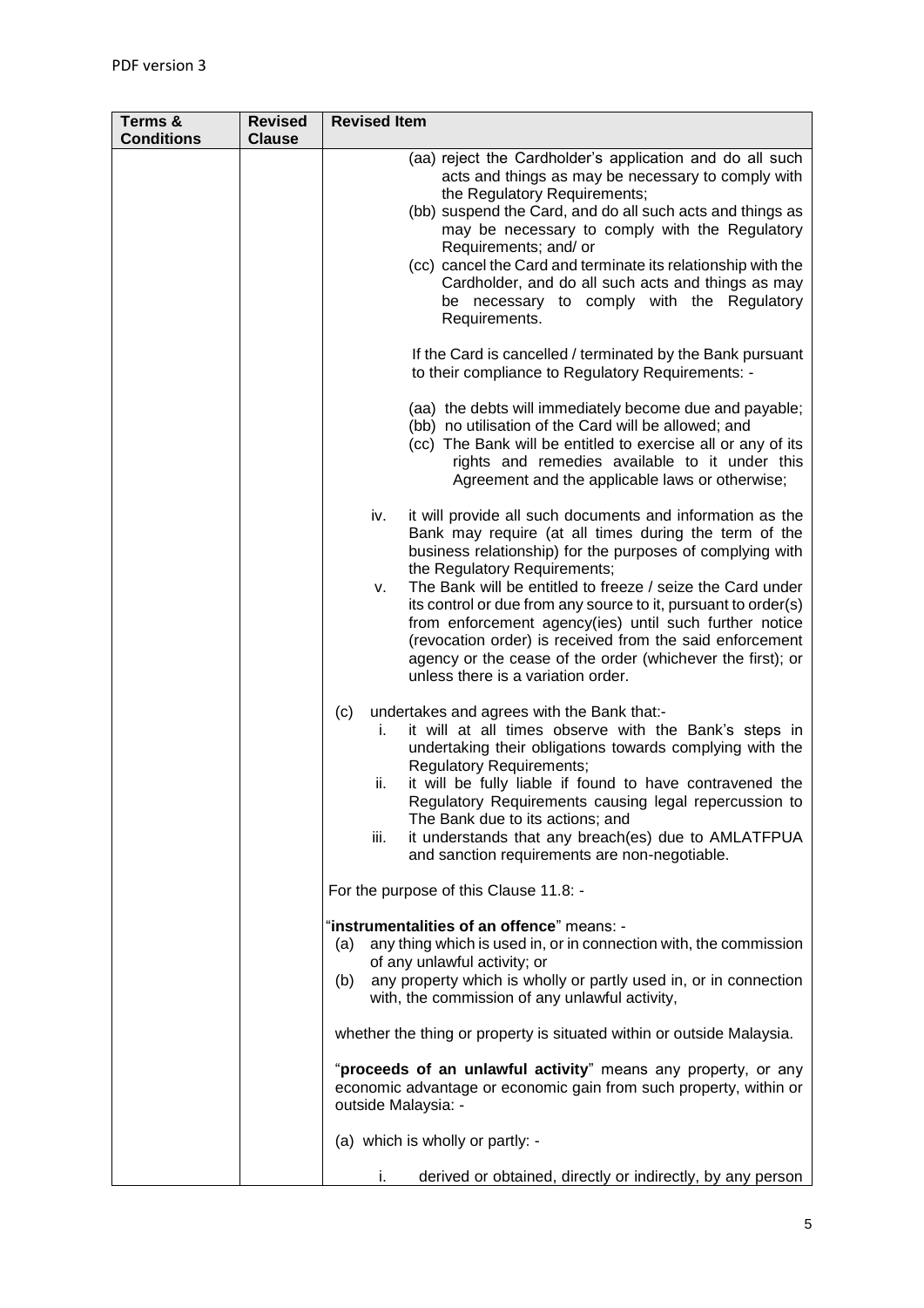| Terms & Conditions | Revised Clause | Revised Item |
|---|---|---|
| | | (aa) reject the Cardholder's application and do all such acts and things as may be necessary to comply with the Regulatory Requirements;<br>(bb) suspend the Card, and do all such acts and things as may be necessary to comply with the Regulatory Requirements; and/ or<br>(cc) cancel the Card and terminate its relationship with the Cardholder, and do all such acts and things as may be necessary to comply with the Regulatory Requirements.<br><br>If the Card is cancelled / terminated by the Bank pursuant to their compliance to Regulatory Requirements: -<br><br>(aa) the debts will immediately become due and payable;<br>(bb) no utilisation of the Card will be allowed; and<br>(cc) The Bank will be entitled to exercise all or any of its rights and remedies available to it under this Agreement and the applicable laws or otherwise;<br><br>iv. it will provide all such documents and information as the Bank may require (at all times during the term of the business relationship) for the purposes of complying with the Regulatory Requirements;<br>v. The Bank will be entitled to freeze / seize the Card under its control or due from any source to it, pursuant to order(s) from enforcement agency(ies) until such further notice (revocation order) is received from the said enforcement agency or the cease of the order (whichever the first); or unless there is a variation order.<br><br>(c) undertakes and agrees with the Bank that:-<br>i. it will at all times observe with the Bank's steps in undertaking their obligations towards complying with the Regulatory Requirements;<br>ii. it will be fully liable if found to have contravened the Regulatory Requirements causing legal repercussion to The Bank due to its actions; and<br>iii. it understands that any breach(es) due to AMLATFPUA and sanction requirements are non-negotiable.<br><br>For the purpose of this Clause 11.8: -<br><br>"**instrumentalities of an offence**" means: -<br>(a) any thing which is used in, or in connection with, the commission of any unlawful activity; or<br>(b) any property which is wholly or partly used in, or in connection with, the commission of any unlawful activity,<br><br>whether the thing or property is situated within or outside Malaysia.<br><br>"**proceeds of an unlawful activity**" means any property, or any economic advantage or economic gain from such property, within or outside Malaysia: -<br><br>(a) which is wholly or partly: -<br><br>i. derived or obtained, directly or indirectly, by any person |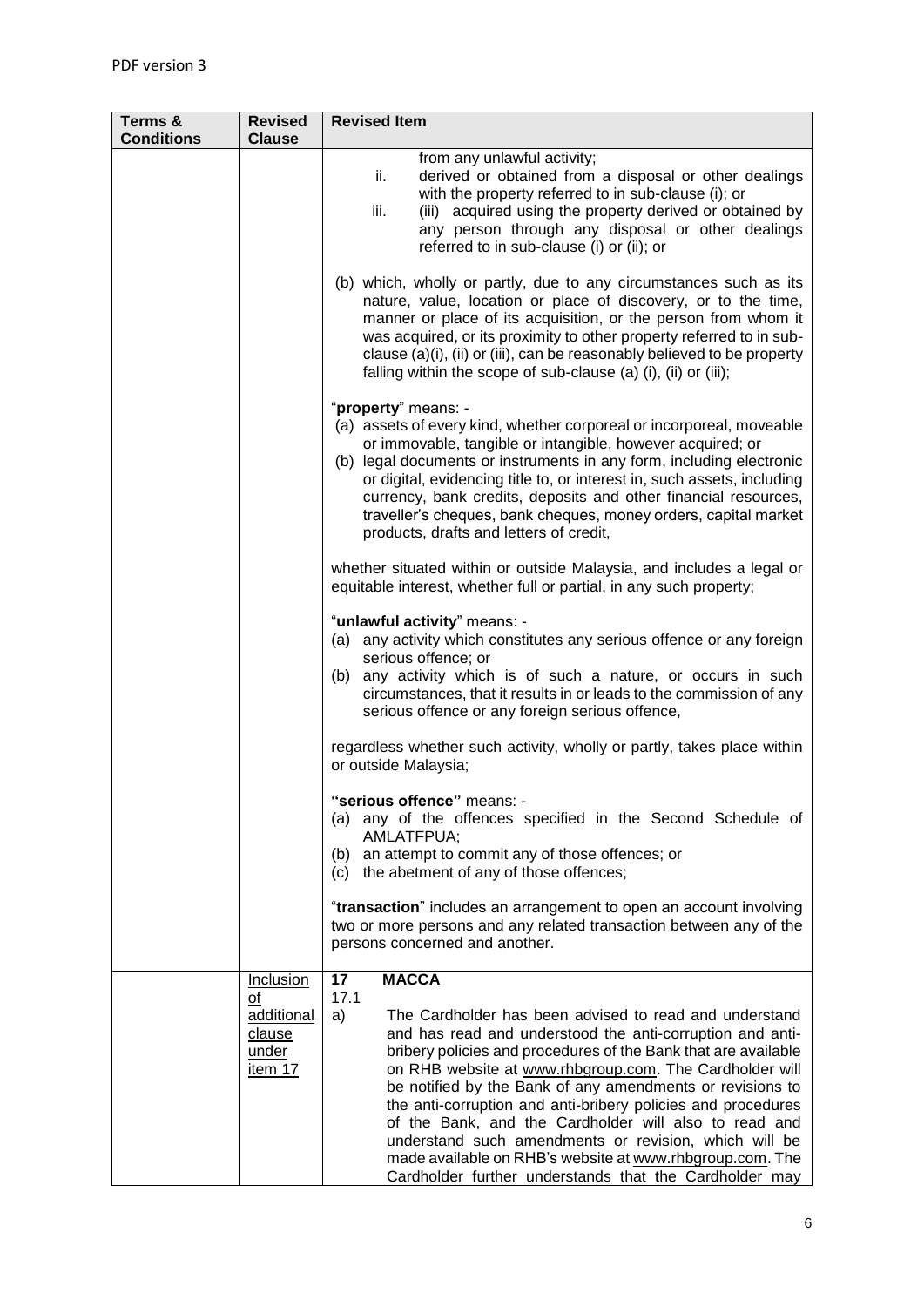| Terms & Conditions | Revised Clause | Revised Item |
|---|---|---|
| | | from any unlawful activity;<br>ii. derived or obtained from a disposal or other dealings with the property referred to in sub-clause (i); or<br>iii. (iii) acquired using the property derived or obtained by any person through any disposal or other dealings referred to in sub-clause (i) or (ii); or<br><br>(b) which, wholly or partly, due to any circumstances such as its nature, value, location or place of discovery, or to the time, manner or place of its acquisition, or the person from whom it was acquired, or its proximity to other property referred to in sub-clause (a)(i), (ii) or (iii), can be reasonably believed to be property falling within the scope of sub-clause (a) (i), (ii) or (iii);<br><br>"**property**" means: -<br>(a) assets of every kind, whether corporeal or incorporeal, moveable or immovable, tangible or intangible, however acquired; or<br>(b) legal documents or instruments in any form, including electronic or digital, evidencing title to, or interest in, such assets, including currency, bank credits, deposits and other financial resources, traveller's cheques, bank cheques, money orders, capital market products, drafts and letters of credit,<br><br>whether situated within or outside Malaysia, and includes a legal or equitable interest, whether full or partial, in any such property;<br><br>"**unlawful activity**" means: -<br>(a) any activity which constitutes any serious offence or any foreign serious offence; or<br>(b) any activity which is of such a nature, or occurs in such circumstances, that it results in or leads to the commission of any serious offence or any foreign serious offence,<br><br>regardless whether such activity, wholly or partly, takes place within or outside Malaysia;<br><br>**"serious offence"** means: -<br>(a) any of the offences specified in the Second Schedule of AMLATFPUA;<br>(b) an attempt to commit any of those offences; or<br>(c) the abetment of any of those offences;<br><br>"**transaction**" includes an arrangement to open an account involving two or more persons and any related transaction between any of the persons concerned and another. |
| | Inclusion of additional clause under item 17 | **17 MACCA**<br>17.1<br>a) The Cardholder has been advised to read and understand and has read and understood the anti-corruption and anti-bribery policies and procedures of the Bank that are available on RHB website at www.rhbgroup.com. The Cardholder will be notified by the Bank of any amendments or revisions to the anti-corruption and anti-bribery policies and procedures of the Bank, and the Cardholder will also to read and understand such amendments or revision, which will be made available on RHB's website at www.rhbgroup.com. The Cardholder further understands that the Cardholder may |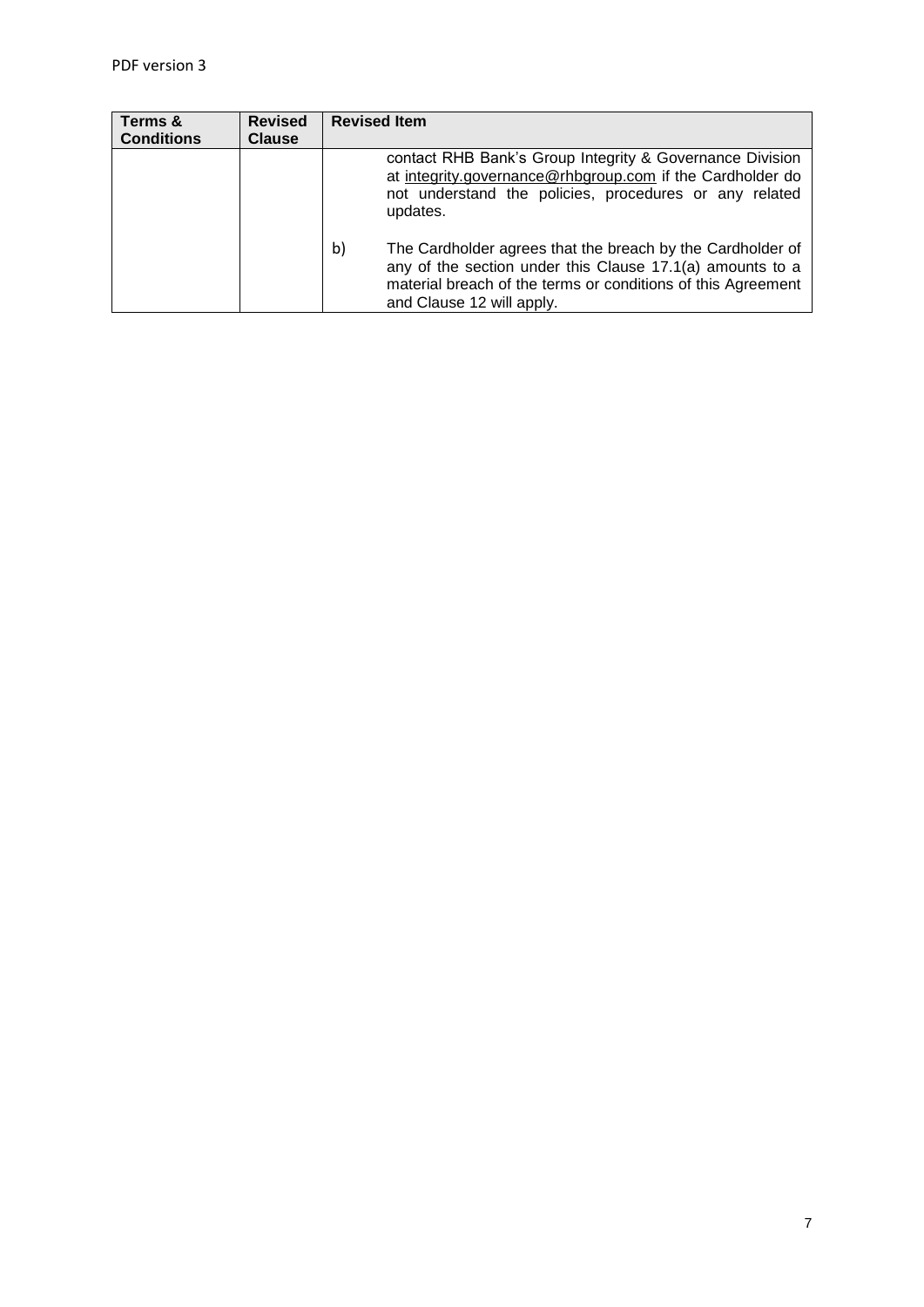| Terms & Conditions | Revised Clause | Revised Item |
| --- | --- | --- |
| | | contact RHB Bank's Group Integrity & Governance Division at integrity.governance@rhbgroup.com if the Cardholder do not understand the policies, procedures or any related updates.<br><br>b) The Cardholder agrees that the breach by the Cardholder of any of the section under this Clause 17.1(a) amounts to a material breach of the terms or conditions of this Agreement and Clause 12 will apply. |